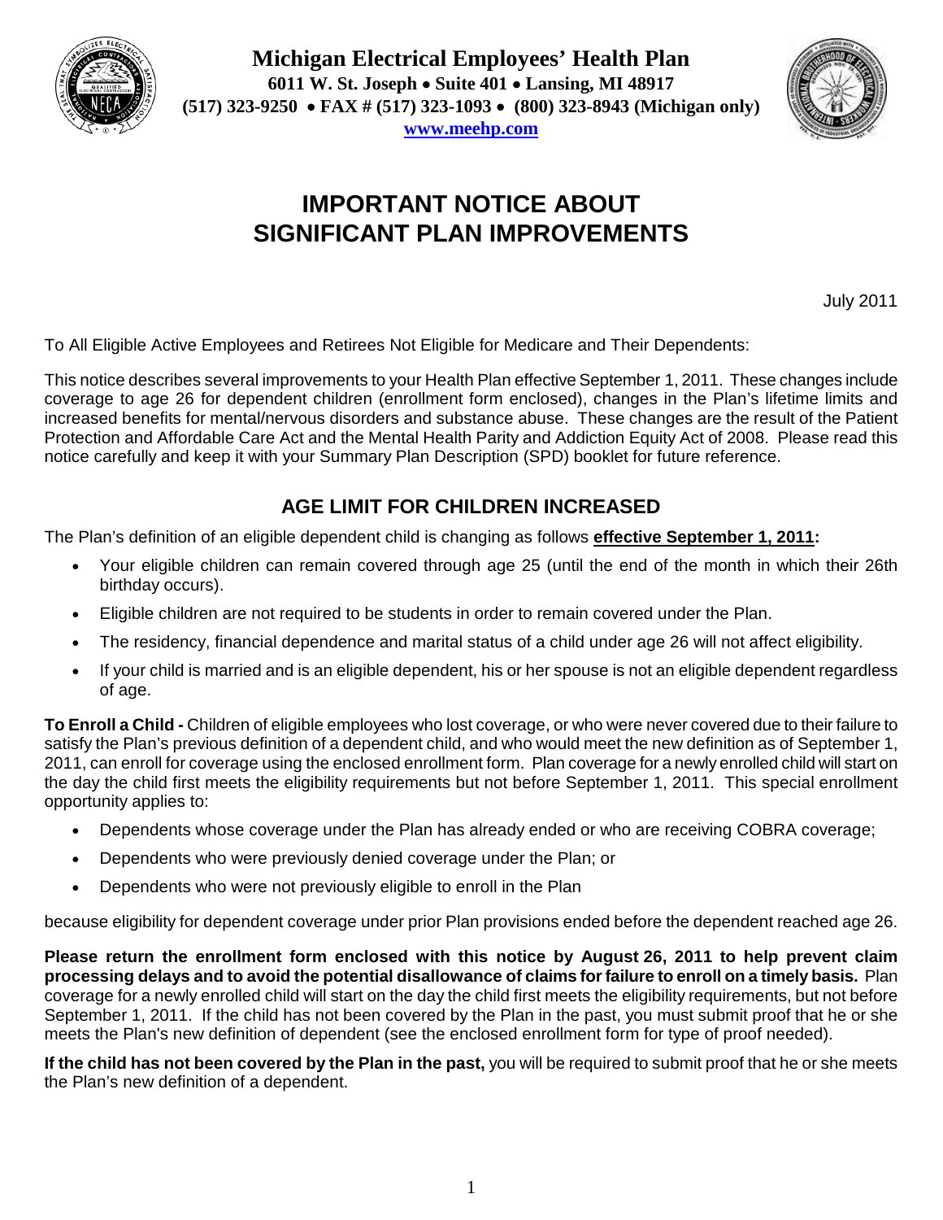**Michigan Electrical Employees' Health Plan**
**6011 W. St. Joseph • Suite 401 • Lansing, MI 48917**
**(517) 323-9250 • FAX # (517) 323-1093 • (800) 323-8943 (Michigan only)**
**www.meehp.com**

# IMPORTANT NOTICE ABOUT SIGNIFICANT PLAN IMPROVEMENTS

July 2011

To All Eligible Active Employees and Retirees Not Eligible for Medicare and Their Dependents:

This notice describes several improvements to your Health Plan effective September 1, 2011. These changes include coverage to age 26 for dependent children (enrollment form enclosed), changes in the Plan's lifetime limits and increased benefits for mental/nervous disorders and substance abuse. These changes are the result of the Patient Protection and Affordable Care Act and the Mental Health Parity and Addiction Equity Act of 2008. Please read this notice carefully and keep it with your Summary Plan Description (SPD) booklet for future reference.

## AGE LIMIT FOR CHILDREN INCREASED

The Plan's definition of an eligible dependent child is changing as follows **effective September 1, 2011:**

- Your eligible children can remain covered through age 25 (until the end of the month in which their 26th birthday occurs).
- Eligible children are not required to be students in order to remain covered under the Plan.
- The residency, financial dependence and marital status of a child under age 26 will not affect eligibility.
- If your child is married and is an eligible dependent, his or her spouse is not an eligible dependent regardless of age.

**To Enroll a Child -** Children of eligible employees who lost coverage, or who were never covered due to their failure to satisfy the Plan's previous definition of a dependent child, and who would meet the new definition as of September 1, 2011, can enroll for coverage using the enclosed enrollment form. Plan coverage for a newly enrolled child will start on the day the child first meets the eligibility requirements but not before September 1, 2011. This special enrollment opportunity applies to:

- Dependents whose coverage under the Plan has already ended or who are receiving COBRA coverage;
- Dependents who were previously denied coverage under the Plan; or
- Dependents who were not previously eligible to enroll in the Plan

because eligibility for dependent coverage under prior Plan provisions ended before the dependent reached age 26.

**Please return the enrollment form enclosed with this notice by August 26, 2011 to help prevent claim processing delays and to avoid the potential disallowance of claims for failure to enroll on a timely basis.** Plan coverage for a newly enrolled child will start on the day the child first meets the eligibility requirements, but not before September 1, 2011. If the child has not been covered by the Plan in the past, you must submit proof that he or she meets the Plan's new definition of dependent (see the enclosed enrollment form for type of proof needed).

**If the child has not been covered by the Plan in the past,** you will be required to submit proof that he or she meets the Plan's new definition of a dependent.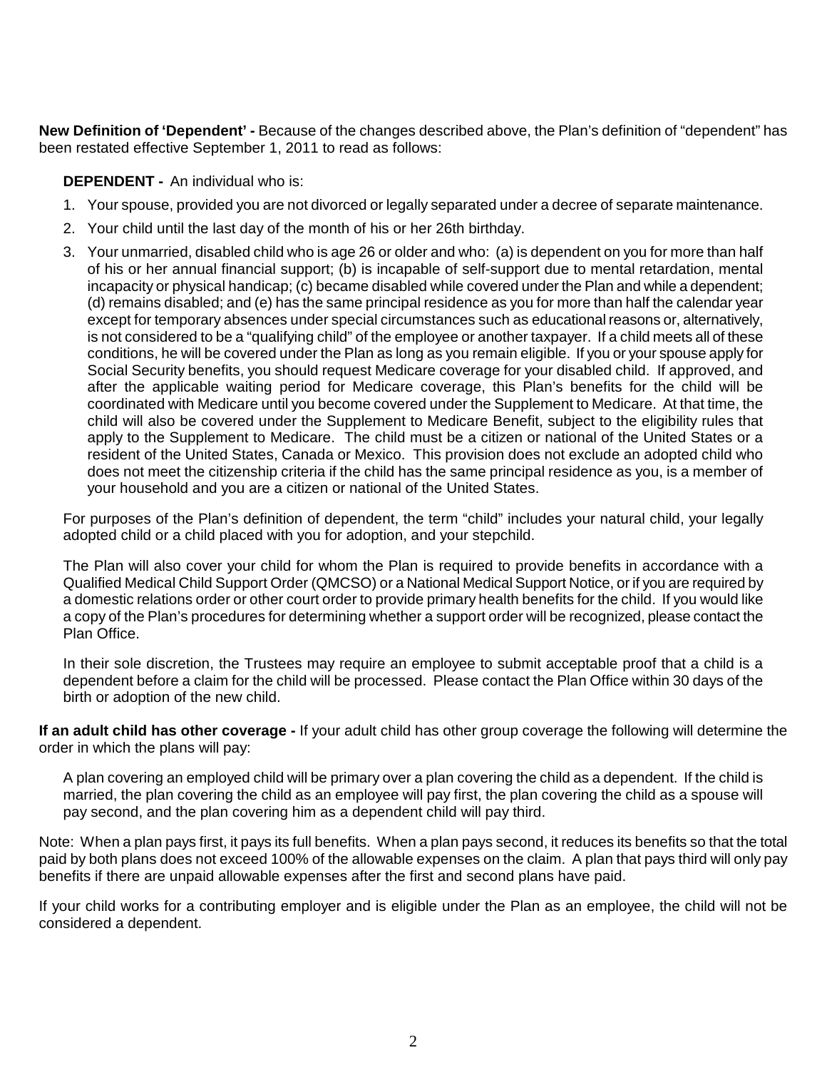**New Definition of 'Dependent' -** Because of the changes described above, the Plan's definition of "dependent" has been restated effective September 1, 2011 to read as follows:

**DEPENDENT -** An individual who is:

1. Your spouse, provided you are not divorced or legally separated under a decree of separate maintenance.
2. Your child until the last day of the month of his or her 26th birthday.
3. Your unmarried, disabled child who is age 26 or older and who: (a) is dependent on you for more than half of his or her annual financial support; (b) is incapable of self-support due to mental retardation, mental incapacity or physical handicap; (c) became disabled while covered under the Plan and while a dependent; (d) remains disabled; and (e) has the same principal residence as you for more than half the calendar year except for temporary absences under special circumstances such as educational reasons or, alternatively, is not considered to be a "qualifying child" of the employee or another taxpayer. If a child meets all of these conditions, he will be covered under the Plan as long as you remain eligible. If you or your spouse apply for Social Security benefits, you should request Medicare coverage for your disabled child. If approved, and after the applicable waiting period for Medicare coverage, this Plan's benefits for the child will be coordinated with Medicare until you become covered under the Supplement to Medicare. At that time, the child will also be covered under the Supplement to Medicare Benefit, subject to the eligibility rules that apply to the Supplement to Medicare. The child must be a citizen or national of the United States or a resident of the United States, Canada or Mexico. This provision does not exclude an adopted child who does not meet the citizenship criteria if the child has the same principal residence as you, is a member of your household and you are a citizen or national of the United States.

For purposes of the Plan's definition of dependent, the term "child" includes your natural child, your legally adopted child or a child placed with you for adoption, and your stepchild.

The Plan will also cover your child for whom the Plan is required to provide benefits in accordance with a Qualified Medical Child Support Order (QMCSO) or a National Medical Support Notice, or if you are required by a domestic relations order or other court order to provide primary health benefits for the child. If you would like a copy of the Plan's procedures for determining whether a support order will be recognized, please contact the Plan Office.

In their sole discretion, the Trustees may require an employee to submit acceptable proof that a child is a dependent before a claim for the child will be processed. Please contact the Plan Office within 30 days of the birth or adoption of the new child.

**If an adult child has other coverage -** If your adult child has other group coverage the following will determine the order in which the plans will pay:

A plan covering an employed child will be primary over a plan covering the child as a dependent. If the child is married, the plan covering the child as an employee will pay first, the plan covering the child as a spouse will pay second, and the plan covering him as a dependent child will pay third.

Note: When a plan pays first, it pays its full benefits. When a plan pays second, it reduces its benefits so that the total paid by both plans does not exceed 100% of the allowable expenses on the claim. A plan that pays third will only pay benefits if there are unpaid allowable expenses after the first and second plans have paid.

If your child works for a contributing employer and is eligible under the Plan as an employee, the child will not be considered a dependent.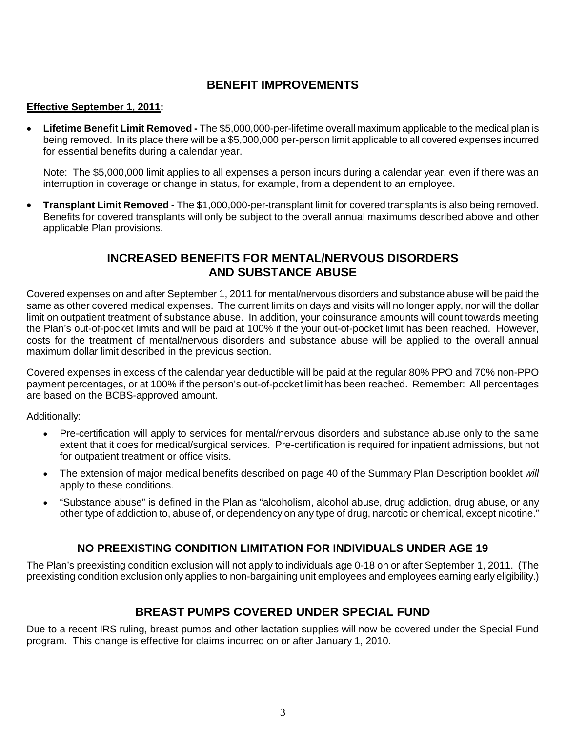## BENEFIT IMPROVEMENTS

**Effective September 1, 2011:**

- **Lifetime Benefit Limit Removed -** The $5,000,000-per-lifetime overall maximum applicable to the medical plan is being removed. In its place there will be a $5,000,000 per-person limit applicable to all covered expenses incurred for essential benefits during a calendar year.

  Note: The $5,000,000 limit applies to all expenses a person incurs during a calendar year, even if there was an interruption in coverage or change in status, for example, from a dependent to an employee.

- **Transplant Limit Removed -** The $1,000,000-per-transplant limit for covered transplants is also being removed. Benefits for covered transplants will only be subject to the overall annual maximums described above and other applicable Plan provisions.

## INCREASED BENEFITS FOR MENTAL/NERVOUS DISORDERS AND SUBSTANCE ABUSE

Covered expenses on and after September 1, 2011 for mental/nervous disorders and substance abuse will be paid the same as other covered medical expenses. The current limits on days and visits will no longer apply, nor will the dollar limit on outpatient treatment of substance abuse. In addition, your coinsurance amounts will count towards meeting the Plan's out-of-pocket limits and will be paid at 100% if the your out-of-pocket limit has been reached. However, costs for the treatment of mental/nervous disorders and substance abuse will be applied to the overall annual maximum dollar limit described in the previous section.

Covered expenses in excess of the calendar year deductible will be paid at the regular 80% PPO and 70% non-PPO payment percentages, or at 100% if the person's out-of-pocket limit has been reached. Remember: All percentages are based on the BCBS-approved amount.

Additionally:

- Pre-certification will apply to services for mental/nervous disorders and substance abuse only to the same extent that it does for medical/surgical services. Pre-certification is required for inpatient admissions, but not for outpatient treatment or office visits.
- The extension of major medical benefits described on page 40 of the Summary Plan Description booklet *will* apply to these conditions.
- "Substance abuse" is defined in the Plan as "alcoholism, alcohol abuse, drug addiction, drug abuse, or any other type of addiction to, abuse of, or dependency on any type of drug, narcotic or chemical, except nicotine."

## NO PREEXISTING CONDITION LIMITATION FOR INDIVIDUALS UNDER AGE 19

The Plan's preexisting condition exclusion will not apply to individuals age 0-18 on or after September 1, 2011. (The preexisting condition exclusion only applies to non-bargaining unit employees and employees earning early eligibility.)

## BREAST PUMPS COVERED UNDER SPECIAL FUND

Due to a recent IRS ruling, breast pumps and other lactation supplies will now be covered under the Special Fund program. This change is effective for claims incurred on or after January 1, 2010.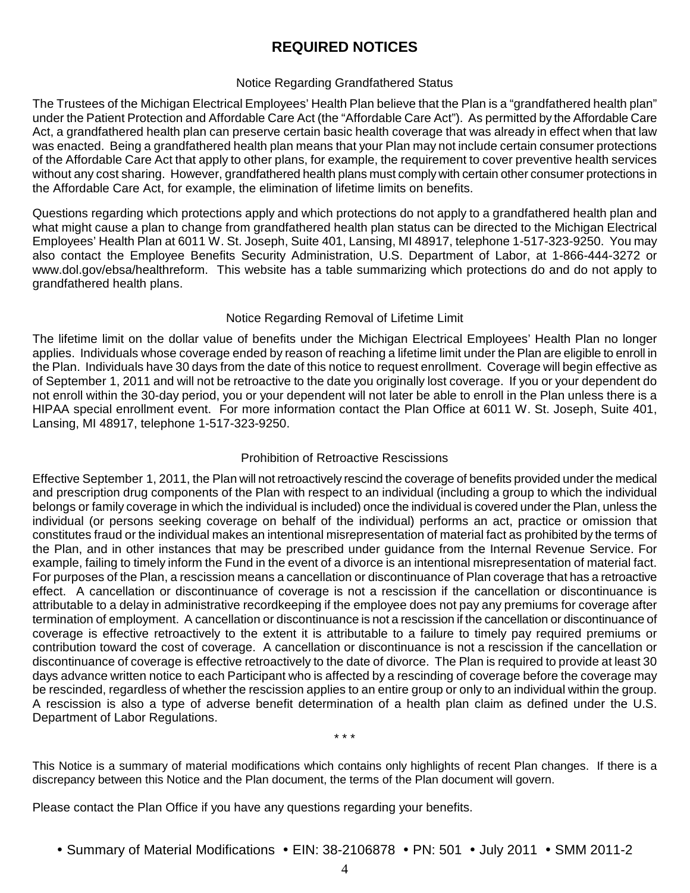# REQUIRED NOTICES

## Notice Regarding Grandfathered Status

The Trustees of the Michigan Electrical Employees' Health Plan believe that the Plan is a "grandfathered health plan" under the Patient Protection and Affordable Care Act (the "Affordable Care Act"). As permitted by the Affordable Care Act, a grandfathered health plan can preserve certain basic health coverage that was already in effect when that law was enacted. Being a grandfathered health plan means that your Plan may not include certain consumer protections of the Affordable Care Act that apply to other plans, for example, the requirement to cover preventive health services without any cost sharing. However, grandfathered health plans must comply with certain other consumer protections in the Affordable Care Act, for example, the elimination of lifetime limits on benefits.

Questions regarding which protections apply and which protections do not apply to a grandfathered health plan and what might cause a plan to change from grandfathered health plan status can be directed to the Michigan Electrical Employees' Health Plan at 6011 W. St. Joseph, Suite 401, Lansing, MI 48917, telephone 1-517-323-9250. You may also contact the Employee Benefits Security Administration, U.S. Department of Labor, at 1-866-444-3272 or www.dol.gov/ebsa/healthreform. This website has a table summarizing which protections do and do not apply to grandfathered health plans.

## Notice Regarding Removal of Lifetime Limit

The lifetime limit on the dollar value of benefits under the Michigan Electrical Employees' Health Plan no longer applies. Individuals whose coverage ended by reason of reaching a lifetime limit under the Plan are eligible to enroll in the Plan. Individuals have 30 days from the date of this notice to request enrollment. Coverage will begin effective as of September 1, 2011 and will not be retroactive to the date you originally lost coverage. If you or your dependent do not enroll within the 30-day period, you or your dependent will not later be able to enroll in the Plan unless there is a HIPAA special enrollment event. For more information contact the Plan Office at 6011 W. St. Joseph, Suite 401, Lansing, MI 48917, telephone 1-517-323-9250.

## Prohibition of Retroactive Rescissions

Effective September 1, 2011, the Plan will not retroactively rescind the coverage of benefits provided under the medical and prescription drug components of the Plan with respect to an individual (including a group to which the individual belongs or family coverage in which the individual is included) once the individual is covered under the Plan, unless the individual (or persons seeking coverage on behalf of the individual) performs an act, practice or omission that constitutes fraud or the individual makes an intentional misrepresentation of material fact as prohibited by the terms of the Plan, and in other instances that may be prescribed under guidance from the Internal Revenue Service. For example, failing to timely inform the Fund in the event of a divorce is an intentional misrepresentation of material fact. For purposes of the Plan, a rescission means a cancellation or discontinuance of Plan coverage that has a retroactive effect. A cancellation or discontinuance of coverage is not a rescission if the cancellation or discontinuance is attributable to a delay in administrative recordkeeping if the employee does not pay any premiums for coverage after termination of employment. A cancellation or discontinuance is not a rescission if the cancellation or discontinuance of coverage is effective retroactively to the extent it is attributable to a failure to timely pay required premiums or contribution toward the cost of coverage. A cancellation or discontinuance is not a rescission if the cancellation or discontinuance of coverage is effective retroactively to the date of divorce. The Plan is required to provide at least 30 days advance written notice to each Participant who is affected by a rescinding of coverage before the coverage may be rescinded, regardless of whether the rescission applies to an entire group or only to an individual within the group. A rescission is also a type of adverse benefit determination of a health plan claim as defined under the U.S. Department of Labor Regulations.

\* \* \*

This Notice is a summary of material modifications which contains only highlights of recent Plan changes. If there is a discrepancy between this Notice and the Plan document, the terms of the Plan document will govern.

Please contact the Plan Office if you have any questions regarding your benefits.

• Summary of Material Modifications • EIN: 38-2106878 • PN: 501 • July 2011 • SMM 2011-2